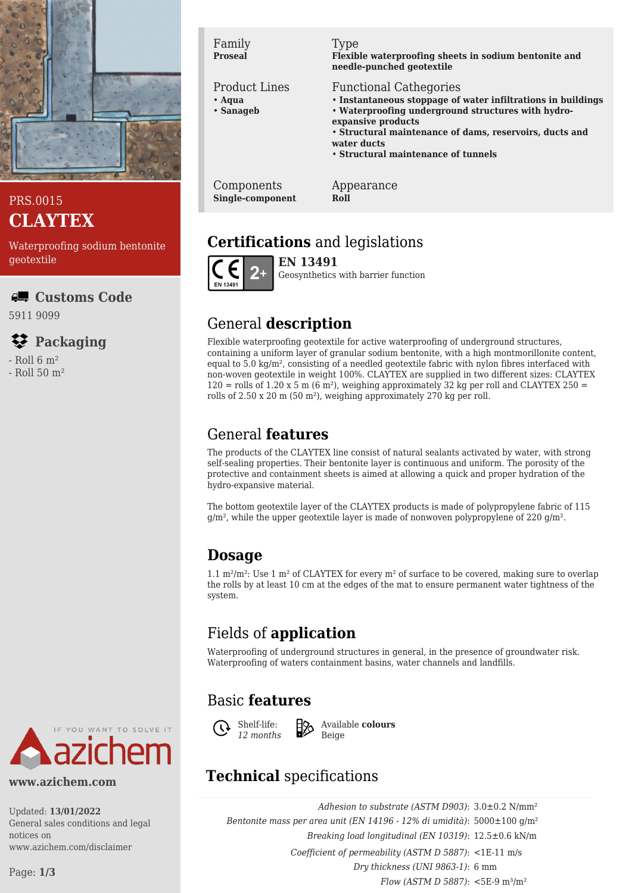PRS.0015

# CLAYTEX

Waterproofing sodium bentonite geotextile

## Customs Code

5911 9099

## Packaging

- Roll 6 m²
- Roll 50 m²

www.azichem.com

Updated: **13/01/2022**
General sales conditions and legal notices on www.azichem.com/disclaimer

| Family | Type |
|---|---|
| **Proseal** | **Flexible waterproofing sheets in sodium bentonite and needle-punched geotextile** |

| Product Lines | Functional Cathegories |
|---|---|
| • **Aqua**<br>• **Sanageb** | • **Instantaneous stoppage of water infiltrations in buildings**<br>• **Waterproofing underground structures with hydro-expansive products**<br>• **Structural maintenance of dams, reservoirs, ducts and water ducts**<br>• **Structural maintenance of tunnels** |

| Components | Appearance |
|---|---|
| **Single-component** | **Roll** |

## Certifications and legislations

**EN 13491**
Geosynthetics with barrier function

## General description

Flexible waterproofing geotextile for active waterproofing of underground structures, containing a uniform layer of granular sodium bentonite, with a high montmorillonite content, equal to 5.0 kg/m², consisting of a needled geotextile fabric with nylon fibres interfaced with non-woven geotextile in weight 100%. CLAYTEX are supplied in two different sizes: CLAYTEX 120 = rolls of 1.20 x 5 m (6 m²), weighing approximately 32 kg per roll and CLAYTEX 250 = rolls of 2.50 x 20 m (50 m²), weighing approximately 270 kg per roll.

## General features

The products of the CLAYTEX line consist of natural sealants activated by water, with strong self-sealing properties. Their bentonite layer is continuous and uniform. The porosity of the protective and containment sheets is aimed at allowing a quick and proper hydration of the hydro-expansive material.

The bottom geotextile layer of the CLAYTEX products is made of polypropylene fabric of 115 g/m², while the upper geotextile layer is made of nonwoven polypropylene of 220 g/m².

## Dosage

1.1 m²/m²: Use 1 m² of CLAYTEX for every m² of surface to be covered, making sure to overlap the rolls by at least 10 cm at the edges of the mat to ensure permanent water tightness of the system.

## Fields of application

Waterproofing of underground structures in general, in the presence of groundwater risk. Waterproofing of waters containment basins, water channels and landfills.

## Basic features

Shelf-life: *12 months*

Available **colours**: Beige

## Technical specifications

| | |
|---|---|
| *Adhesion to substrate (ASTM D903)*: | 3.0±0.2 N/mm² |
| *Bentonite mass per area unit (EN 14196 - 12% di umidità)*: | 5000±100 g/m² |
| *Breaking load longitudinal (EN 10319)*: | 12.5±0.6 kN/m |
| *Coefficient of permeability (ASTM D 5887)*: | <1E-11 m/s |
| *Dry thickness (UNI 9863-1)*: | 6 mm |
| *Flow (ASTM D 5887)*: | <5E-9 m³/m² |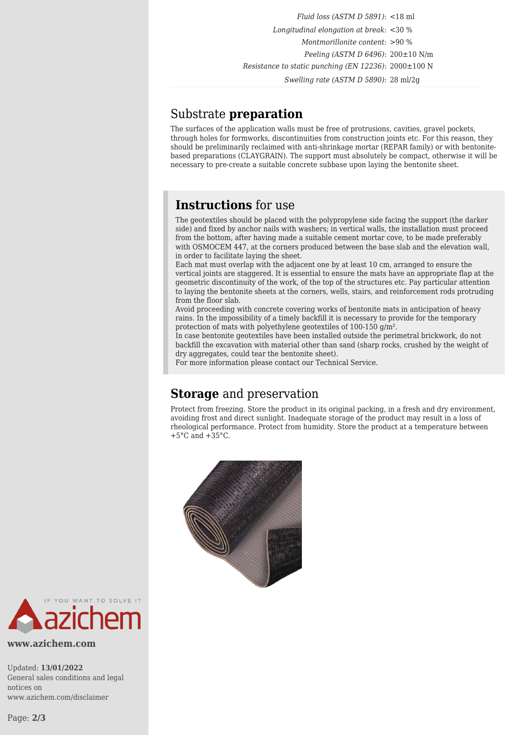| | |
|---|---|
| *Fluid loss (ASTM D 5891)*: | <18 ml |
| *Longitudinal elongation at break*: | <30 % |
| *Montmorillonite content*: | >90 % |
| *Peeling (ASTM D 6496)*: | 200±10 N/m |
| *Resistance to static punching (EN 12236)*: | 2000±100 N |
| *Swelling rate (ASTM D 5890)*: | 28 ml/2g |

## Substrate **preparation**

The surfaces of the application walls must be free of protrusions, cavities, gravel pockets, through holes for formworks, discontinuities from construction joints etc. For this reason, they should be preliminarily reclaimed with anti-shrinkage mortar (REPAR family) or with bentonite-based preparations (CLAYGRAIN). The support must absolutely be compact, otherwise it will be necessary to pre-create a suitable concrete subbase upon laying the bentonite sheet.

## **Instructions** for use

The geotextiles should be placed with the polypropylene side facing the support (the darker side) and fixed by anchor nails with washers; in vertical walls, the installation must proceed from the bottom, after having made a suitable cement mortar cove, to be made preferably with OSMOCEM 447, at the corners produced between the base slab and the elevation wall, in order to facilitate laying the sheet.
Each mat must overlap with the adjacent one by at least 10 cm, arranged to ensure the vertical joints are staggered. It is essential to ensure the mats have an appropriate flap at the geometric discontinuity of the work, of the top of the structures etc. Pay particular attention to laying the bentonite sheets at the corners, wells, stairs, and reinforcement rods protruding from the floor slab.
Avoid proceeding with concrete covering works of bentonite mats in anticipation of heavy rains. In the impossibility of a timely backfill it is necessary to provide for the temporary protection of mats with polyethylene geotextiles of 100-150 g/m².
In case bentonite geotextiles have been installed outside the perimetral brickwork, do not backfill the excavation with material other than sand (sharp rocks, crushed by the weight of dry aggregates, could tear the bentonite sheet).
For more information please contact our Technical Service.

## **Storage** and preservation

Protect from freezing. Store the product in its original packing, in a fresh and dry environment, avoiding frost and direct sunlight. Inadequate storage of the product may result in a loss of rheological performance. Protect from humidity. Store the product at a temperature between +5°C and +35°C.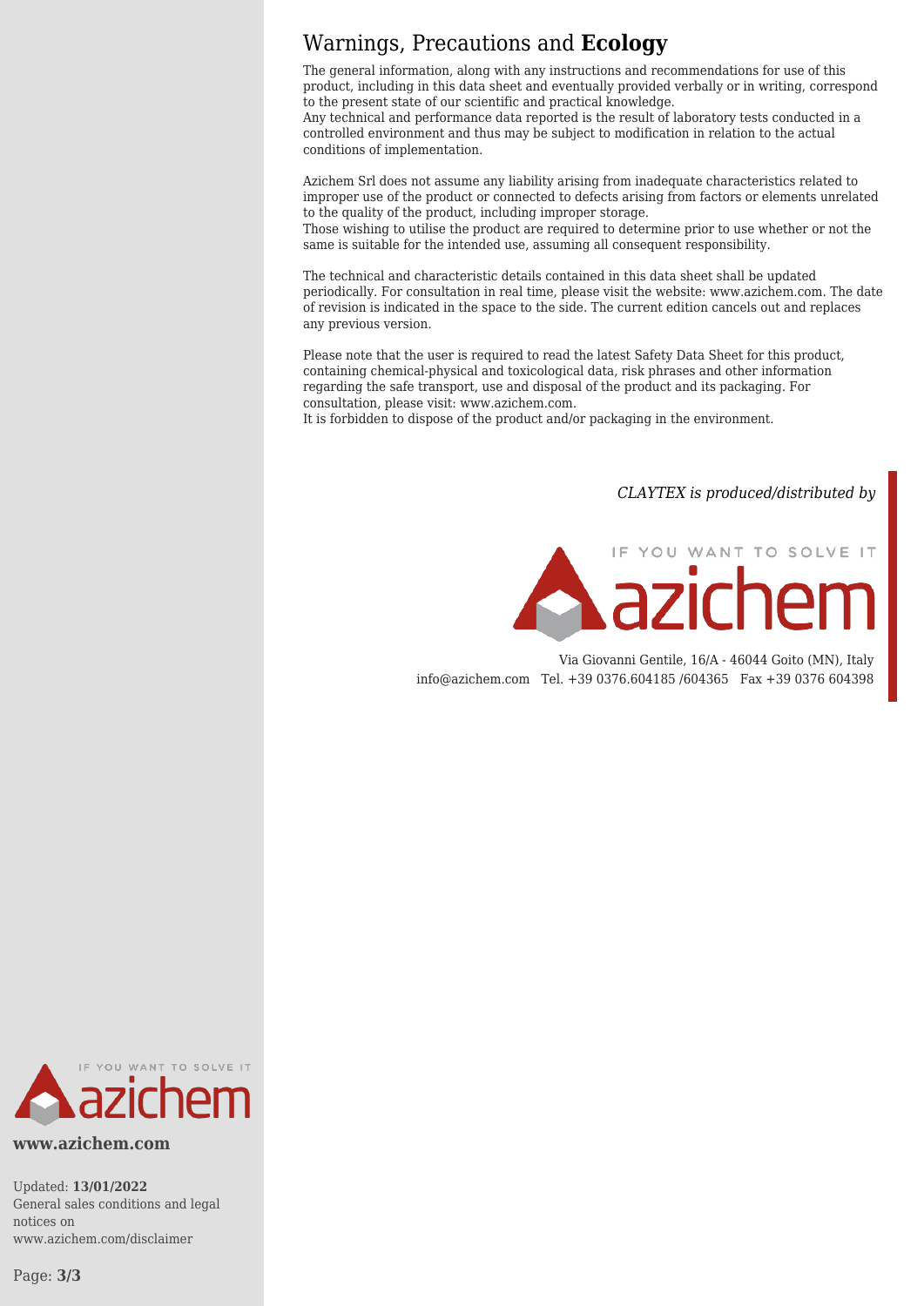# Warnings, Precautions and **Ecology**

The general information, along with any instructions and recommendations for use of this product, including in this data sheet and eventually provided verbally or in writing, correspond to the present state of our scientific and practical knowledge.
Any technical and performance data reported is the result of laboratory tests conducted in a controlled environment and thus may be subject to modification in relation to the actual conditions of implementation.

Azichem Srl does not assume any liability arising from inadequate characteristics related to improper use of the product or connected to defects arising from factors or elements unrelated to the quality of the product, including improper storage.
Those wishing to utilise the product are required to determine prior to use whether or not the same is suitable for the intended use, assuming all consequent responsibility.

The technical and characteristic details contained in this data sheet shall be updated periodically. For consultation in real time, please visit the website: www.azichem.com. The date of revision is indicated in the space to the side. The current edition cancels out and replaces any previous version.

Please note that the user is required to read the latest Safety Data Sheet for this product, containing chemical-physical and toxicological data, risk phrases and other information regarding the safe transport, use and disposal of the product and its packaging. For consultation, please visit: www.azichem.com.
It is forbidden to dispose of the product and/or packaging in the environment.

*CLAYTEX is produced/distributed by*

IF YOU WANT TO SOLVE IT
azichem

Via Giovanni Gentile, 16/A - 46044 Goito (MN), Italy
info@azichem.com Tel. +39 0376.604185 /604365 Fax +39 0376 604398

IF YOU WANT TO SOLVE IT
azichem

**www.azichem.com**

Updated: **13/01/2022**
General sales conditions and legal notices on www.azichem.com/disclaimer